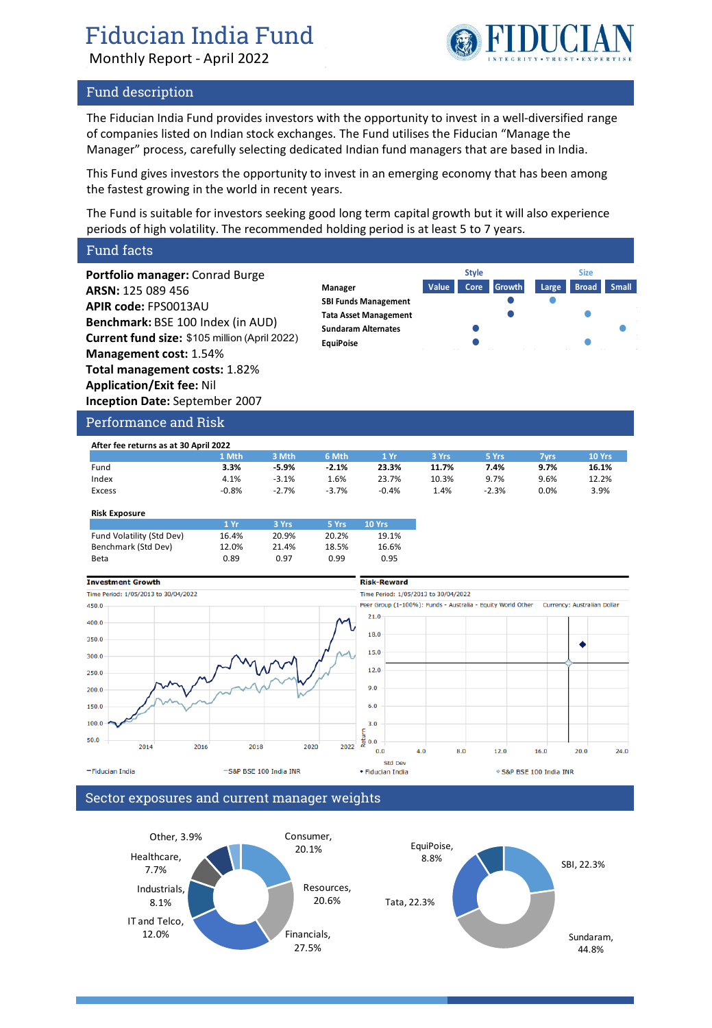# Fiducian India Fund

Monthly Report - April 2022

## Fund description

The Fiducian India Fund provides investors with the opportunity to invest in a well-diversified range of companies listed on Indian stock exchanges. The Fund utilises the Fiducian "Manage the Manager" process, carefully selecting dedicated Indian fund managers that are based in India.

This Fund gives investors the opportunity to invest in an emerging economy that has been among the fastest growing in the world in recent years.

The Fund is suitable for investors seeking good long term capital growth but it will also experience periods of high volatility. The recommended holding period is at least 5 to 7 years.

## Fund facts

**Portfolio manager:** Conrad Burge
**ARSN:** 125 089 456
**APIR code:** FPS0013AU
**Benchmark:** BSE 100 Index (in AUD)
**Current fund size:** $105 million (April 2022)
**Management cost:** 1.54%
**Total management costs:** 1.82%
**Application/Exit fee:** Nil
**Inception Date:** September 2007

| Manager | Style: Value | Style: Core | Style: Growth | Size: Large | Size: Broad | Size: Small |
|---|---|---|---|---|---|---|
| SBI Funds Management | | | ● | ● | | |
| Tata Asset Management | | | ● | | ● | |
| Sundaram Alternates | | ● | | | | ● |
| EquiPoise | | ● | | | ● | |

## Performance and Risk

**After fee returns as at 30 April 2022**

| | 1 Mth | 3 Mth | 6 Mth | 1 Yr | 3 Yrs | 5 Yrs | 7yrs | 10 Yrs |
|---|---|---|---|---|---|---|---|---|
| Fund | **3.3%** | **-5.9%** | **-2.1%** | **23.3%** | **11.7%** | **7.4%** | **9.7%** | **16.1%** |
| Index | 4.1% | -3.1% | 1.6% | 23.7% | 10.3% | 9.7% | 9.6% | 12.2% |
| Excess | -0.8% | -2.7% | -3.7% | -0.4% | 1.4% | -2.3% | 0.0% | 3.9% |

**Risk Exposure**

| | 1 Yr | 3 Yrs | 5 Yrs | 10 Yrs |
|---|---|---|---|---|
| Fund Volatility (Std Dev) | 16.4% | 20.9% | 20.2% | 19.1% |
| Benchmark (Std Dev) | 12.0% | 21.4% | 18.5% | 16.6% |
| Beta | 0.89 | 0.97 | 0.99 | 0.95 |

**Investment Growth**

Time Period: 1/05/2013 to 30/04/2022

— Fiducian India — S&P BSE 100 India INR

**Risk-Reward**

Time Period: 1/05/2013 to 30/04/2022

Peer Group (1-100%): Funds - Australia - Equity World Other Currency: Australian Dollar

◆ Fiducian India ◇ S&P BSE 100 India INR

## Sector exposures and current manager weights

| Sector | Weight |
|---|---|
| Financials | 27.5% |
| Resources | 20.6% |
| Consumer | 20.1% |
| IT and Telco | 12.0% |
| Industrials | 8.1% |
| Healthcare | 7.7% |
| Other | 3.9% |

| Manager | Weight |
|---|---|
| Sundaram | 44.8% |
| SBI | 22.3% |
| Tata | 22.3% |
| EquiPoise | 8.8% |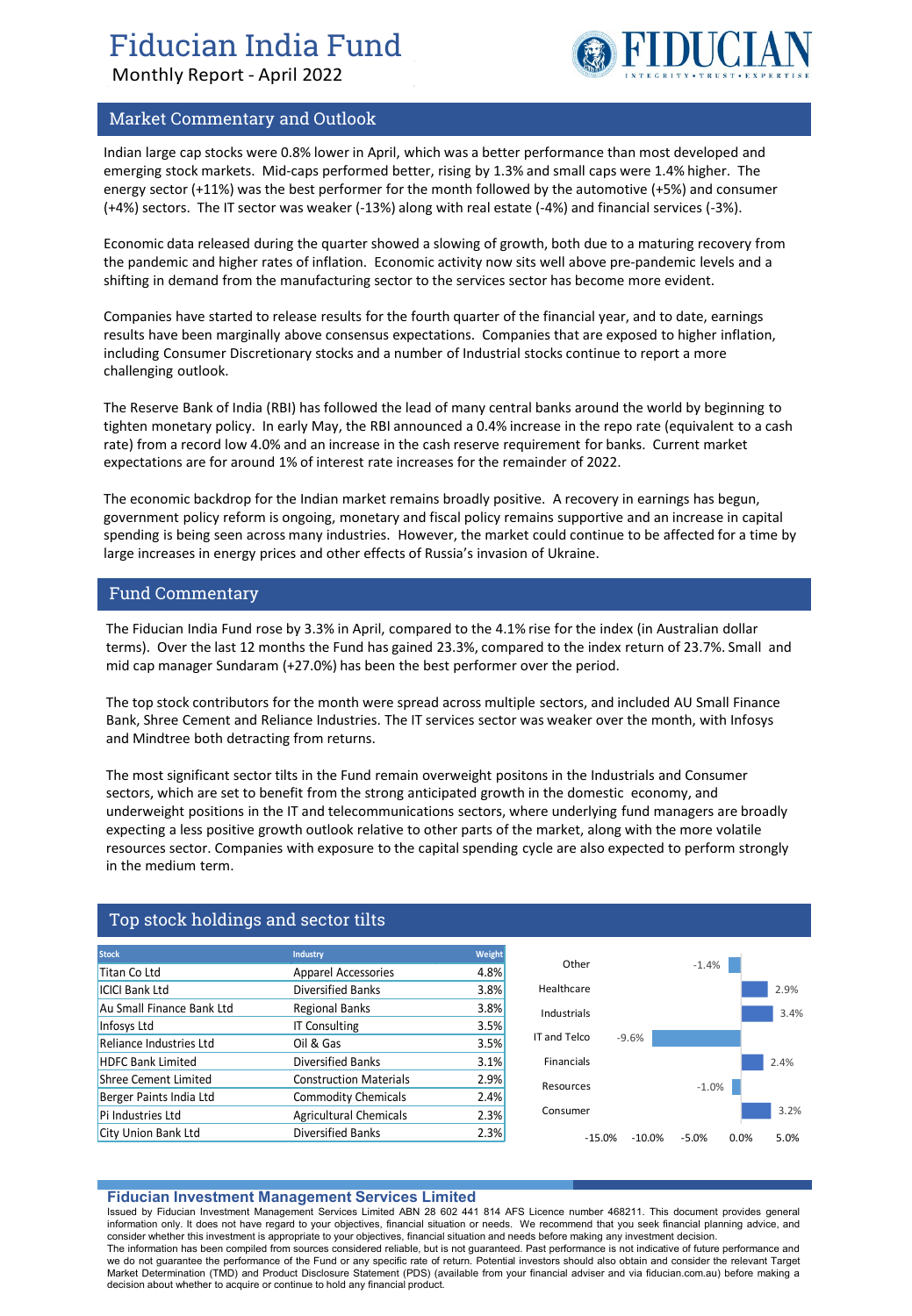# Fiducian India Fund

Monthly Report - April 2022

FIDUCIAN

INTEGRITY • TRUST • EXPERTISE

## Market Commentary and Outlook

Indian large cap stocks were 0.8% lower in April, which was a better performance than most developed and emerging stock markets. Mid-caps performed better, rising by 1.3% and small caps were 1.4% higher. The energy sector (+11%) was the best performer for the month followed by the automotive (+5%) and consumer (+4%) sectors. The IT sector was weaker (-13%) along with real estate (-4%) and financial services (-3%).

Economic data released during the quarter showed a slowing of growth, both due to a maturing recovery from the pandemic and higher rates of inflation. Economic activity now sits well above pre-pandemic levels and a shifting in demand from the manufacturing sector to the services sector has become more evident.

Companies have started to release results for the fourth quarter of the financial year, and to date, earnings results have been marginally above consensus expectations. Companies that are exposed to higher inflation, including Consumer Discretionary stocks and a number of Industrial stocks continue to report a more challenging outlook.

The Reserve Bank of India (RBI) has followed the lead of many central banks around the world by beginning to tighten monetary policy. In early May, the RBI announced a 0.4% increase in the repo rate (equivalent to a cash rate) from a record low 4.0% and an increase in the cash reserve requirement for banks. Current market expectations are for around 1% of interest rate increases for the remainder of 2022.

The economic backdrop for the Indian market remains broadly positive. A recovery in earnings has begun, government policy reform is ongoing, monetary and fiscal policy remains supportive and an increase in capital spending is being seen across many industries. However, the market could continue to be affected for a time by large increases in energy prices and other effects of Russia's invasion of Ukraine.

## Fund Commentary

The Fiducian India Fund rose by 3.3% in April, compared to the 4.1% rise for the index (in Australian dollar terms). Over the last 12 months the Fund has gained 23.3%, compared to the index return of 23.7%. Small and mid cap manager Sundaram (+27.0%) has been the best performer over the period.

The top stock contributors for the month were spread across multiple sectors, and included AU Small Finance Bank, Shree Cement and Reliance Industries. The IT services sector was weaker over the month, with Infosys and Mindtree both detracting from returns.

The most significant sector tilts in the Fund remain overweight positons in the Industrials and Consumer sectors, which are set to benefit from the strong anticipated growth in the domestic economy, and underweight positions in the IT and telecommunications sectors, where underlying fund managers are broadly expecting a less positive growth outlook relative to other parts of the market, along with the more volatile resources sector. Companies with exposure to the capital spending cycle are also expected to perform strongly in the medium term.

## Top stock holdings and sector tilts

| Stock | Industry | Weight |
|---|---|---|
| Titan Co Ltd | Apparel Accessories | 4.8% |
| ICICI Bank Ltd | Diversified Banks | 3.8% |
| Au Small Finance Bank Ltd | Regional Banks | 3.8% |
| Infosys Ltd | IT Consulting | 3.5% |
| Reliance Industries Ltd | Oil & Gas | 3.5% |
| HDFC Bank Limited | Diversified Banks | 3.1% |
| Shree Cement Limited | Construction Materials | 2.9% |
| Berger Paints India Ltd | Commodity Chemicals | 2.4% |
| Pi Industries Ltd | Agricultural Chemicals | 2.3% |
| City Union Bank Ltd | Diversified Banks | 2.3% |

Other -1.4%
Healthcare 2.9%
Industrials 3.4%
IT and Telco -9.6%
Financials 2.4%
Resources -1.0%
Consumer 3.2%

-15.0% -10.0% -5.0% 0.0% 5.0%

**Fiducian Investment Management Services Limited**

Issued by Fiducian Investment Management Services Limited ABN 28 602 441 814 AFS Licence number 468211. This document provides general information only. It does not have regard to your objectives, financial situation or needs. We recommend that you seek financial planning advice, and consider whether this investment is appropriate to your objectives, financial situation and needs before making any investment decision.
The information has been compiled from sources considered reliable, but is not guaranteed. Past performance is not indicative of future performance and we do not guarantee the performance of the Fund or any specific rate of return. Potential investors should also obtain and consider the relevant Target Market Determination (TMD) and Product Disclosure Statement (PDS) (available from your financial adviser and via fiducian.com.au) before making a decision about whether to acquire or continue to hold any financial product.